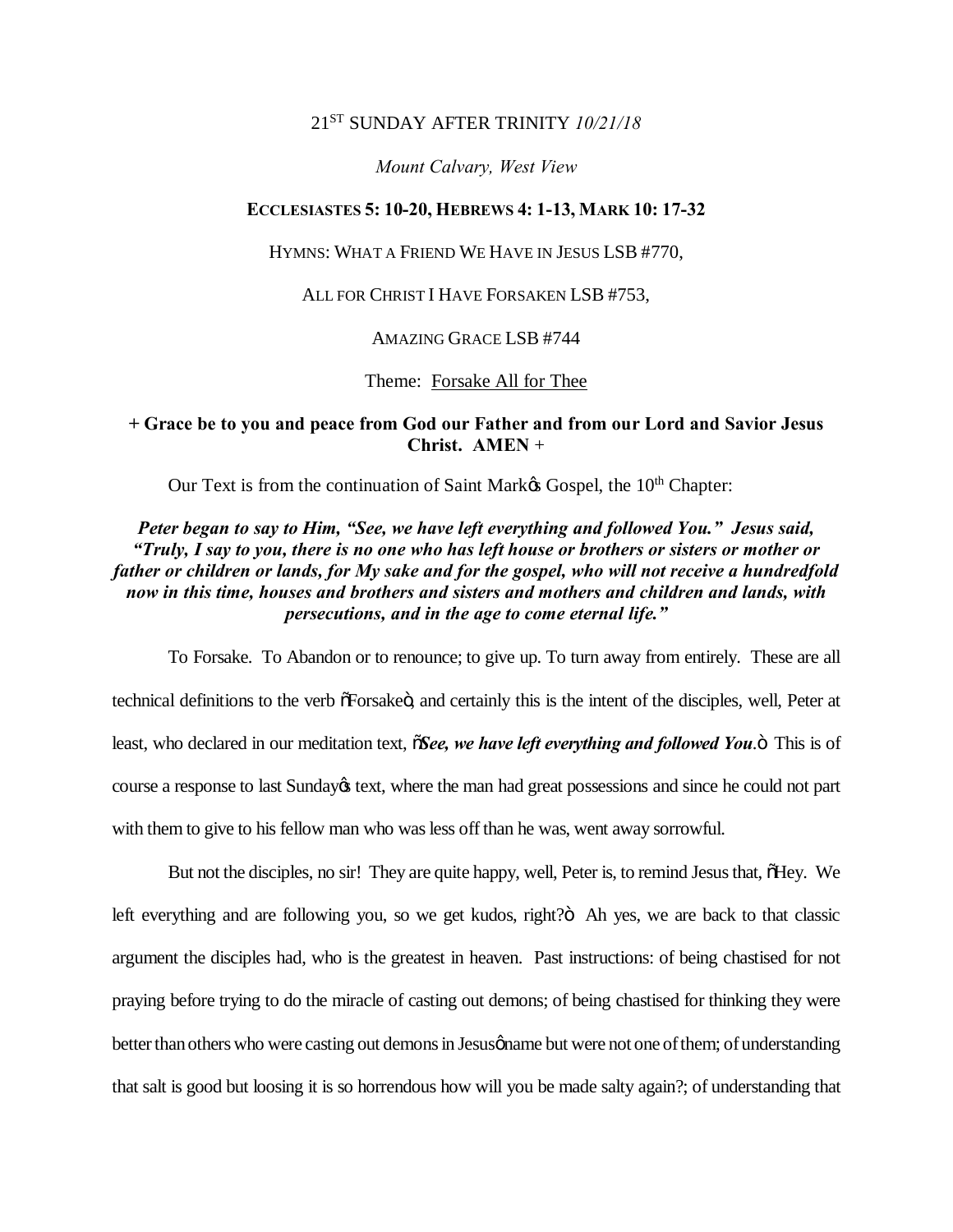21[ST] SUNDAY AFTER TRINITY *10/21/18*

*Mount Calvary, West View*

**ECCLESIASTES 5: 10-20, HEBREWS 4: 1-13, MARK 10: 17-32**

HYMNS: WHAT A FRIEND WE HAVE IN JESUS LSB #770,

ALL FOR CHRIST I HAVE FORSAKEN LSB #753,

AMAZING GRACE LSB #744

Theme: Forsake All for Thee

**+ Grace be to you and peace from God our Father and from our Lord and Savior Jesus Christ. AMEN** +

Our Text is from the continuation of Saint Mark's Gospel, the 10[th] Chapter:

***Peter began to say to Him, "See, we have left everything and followed You." Jesus said, "Truly, I say to you, there is no one who has left house or brothers or sisters or mother or father or children or lands, for My sake and for the gospel, who will not receive a hundredfold now in this time, houses and brothers and sisters and mothers and children and lands, with persecutions, and in the age to come eternal life."***

To Forsake. To Abandon or to renounce; to give up. To turn away from entirely. These are all technical definitions to the verb "Forsake", and certainly this is the intent of the disciples, well, Peter at least, who declared in our meditation text, "***See, we have left everything and followed You***." This is of course a response to last Sunday's text, where the man had great possessions and since he could not part with them to give to his fellow man who was less off than he was, went away sorrowful.

But not the disciples, no sir! They are quite happy, well, Peter is, to remind Jesus that, "Hey. We left everything and are following you, so we get kudos, right?" Ah yes, we are back to that classic argument the disciples had, who is the greatest in heaven. Past instructions: of being chastised for not praying before trying to do the miracle of casting out demons; of being chastised for thinking they were better than others who were casting out demons in Jesus' name but were not one of them; of understanding that salt is good but loosing it is so horrendous how will you be made salty again?; of understanding that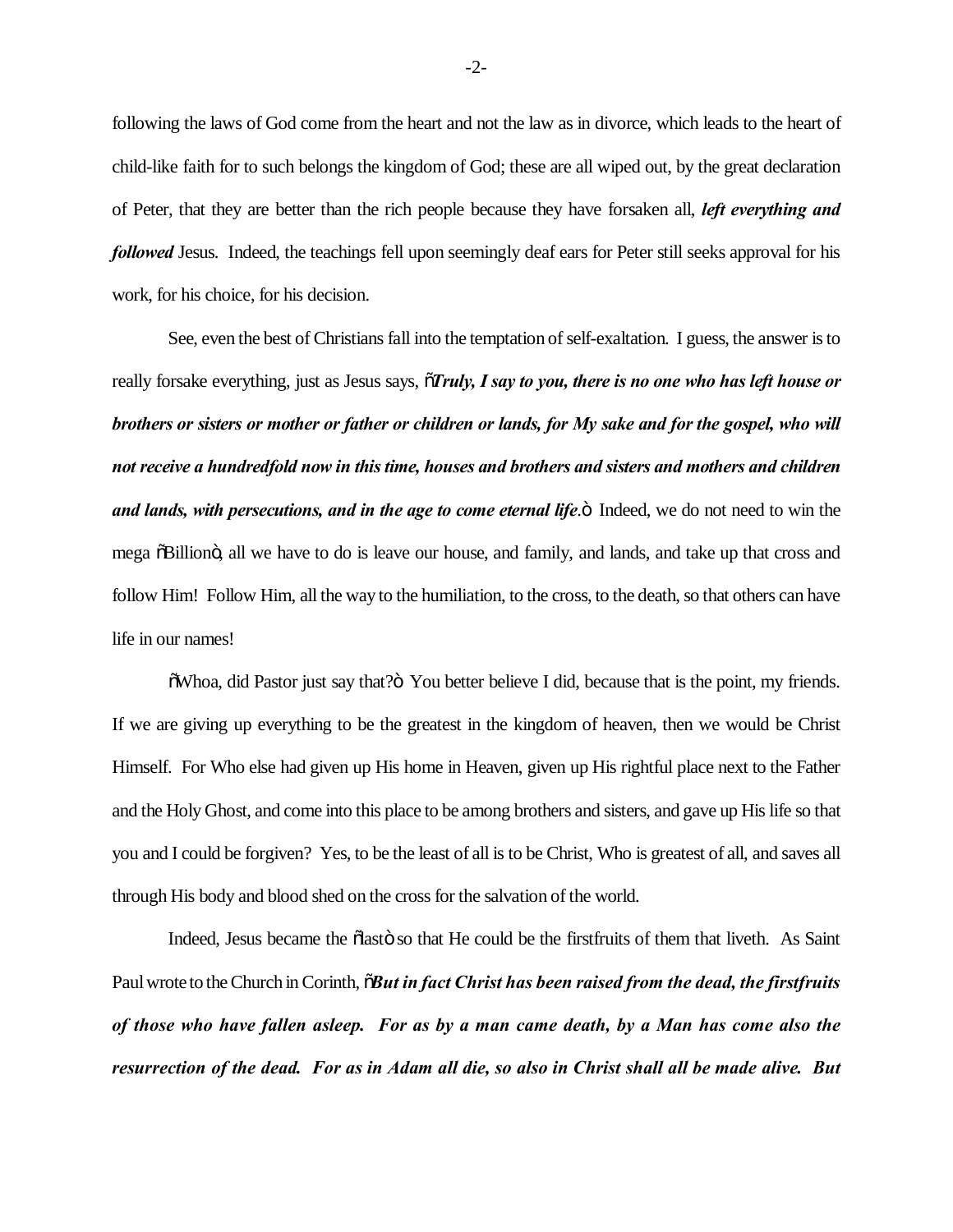following the laws of God come from the heart and not the law as in divorce, which leads to the heart of child-like faith for to such belongs the kingdom of God; these are all wiped out, by the great declaration of Peter, that they are better than the rich people because they have forsaken all, ***left everything and followed*** Jesus. Indeed, the teachings fell upon seemingly deaf ears for Peter still seeks approval for his work, for his choice, for his decision.

See, even the best of Christians fall into the temptation of self-exaltation. I guess, the answer is to really forsake everything, just as Jesus says, "***Truly, I say to you, there is no one who has left house or brothers or sisters or mother or father or children or lands, for My sake and for the gospel, who will not receive a hundredfold now in this time, houses and brothers and sisters and mothers and children and lands, with persecutions, and in the age to come eternal life.***" Indeed, we do not need to win the mega "Billion", all we have to do is leave our house, and family, and lands, and take up that cross and follow Him! Follow Him, all the way to the humiliation, to the cross, to the death, so that others can have life in our names!

"Whoa, did Pastor just say that?" You better believe I did, because that is the point, my friends. If we are giving up everything to be the greatest in the kingdom of heaven, then we would be Christ Himself. For Who else had given up His home in Heaven, given up His rightful place next to the Father and the Holy Ghost, and come into this place to be among brothers and sisters, and gave up His life so that you and I could be forgiven? Yes, to be the least of all is to be Christ, Who is greatest of all, and saves all through His body and blood shed on the cross for the salvation of the world.

Indeed, Jesus became the "last" so that He could be the firstfruits of them that liveth. As Saint Paul wrote to the Church in Corinth, "***But in fact Christ has been raised from the dead, the firstfruits of those who have fallen asleep. For as by a man came death, by a Man has come also the resurrection of the dead. For as in Adam all die, so also in Christ shall all be made alive. But***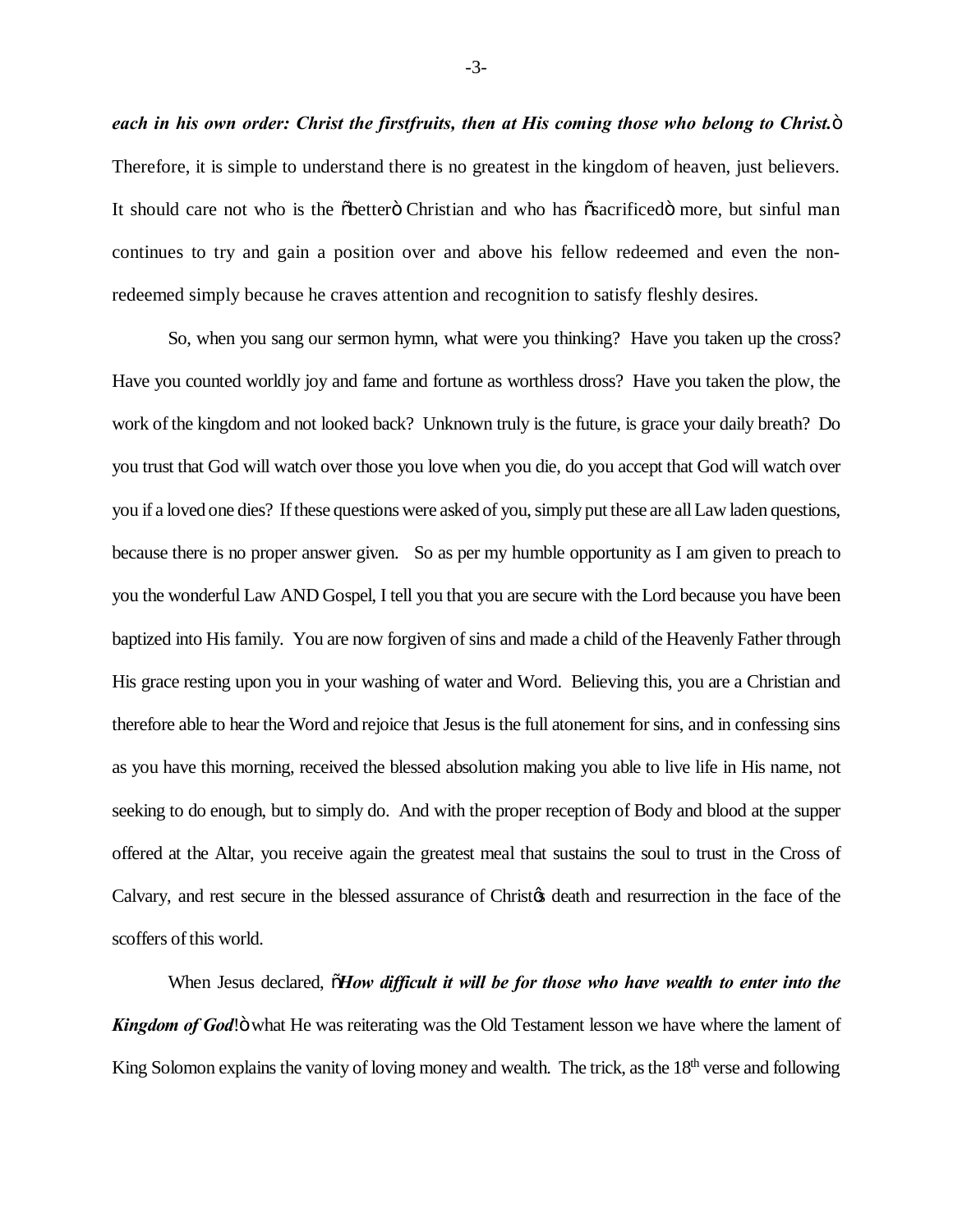***each in his own order: Christ the firstfruits, then at His coming those who belong to Christ.*"** Therefore, it is simple to understand there is no greatest in the kingdom of heaven, just believers. It should care not who is the "better" Christian and who has "sacrificed" more, but sinful man continues to try and gain a position over and above his fellow redeemed and even the non-redeemed simply because he craves attention and recognition to satisfy fleshly desires.

So, when you sang our sermon hymn, what were you thinking? Have you taken up the cross? Have you counted worldly joy and fame and fortune as worthless dross? Have you taken the plow, the work of the kingdom and not looked back? Unknown truly is the future, is grace your daily breath? Do you trust that God will watch over those you love when you die, do you accept that God will watch over you if a loved one dies? If these questions were asked of you, simply put these are all Law laden questions, because there is no proper answer given. So as per my humble opportunity as I am given to preach to you the wonderful Law AND Gospel, I tell you that you are secure with the Lord because you have been baptized into His family. You are now forgiven of sins and made a child of the Heavenly Father through His grace resting upon you in your washing of water and Word. Believing this, you are a Christian and therefore able to hear the Word and rejoice that Jesus is the full atonement for sins, and in confessing sins as you have this morning, received the blessed absolution making you able to live life in His name, not seeking to do enough, but to simply do. And with the proper reception of Body and blood at the supper offered at the Altar, you receive again the greatest meal that sustains the soul to trust in the Cross of Calvary, and rest secure in the blessed assurance of Christ's death and resurrection in the face of the scoffers of this world.

When Jesus declared, "***How difficult it will be for those who have wealth to enter into the Kingdom of God*!**" what He was reiterating was the Old Testament lesson we have where the lament of King Solomon explains the vanity of loving money and wealth. The trick, as the 18th verse and following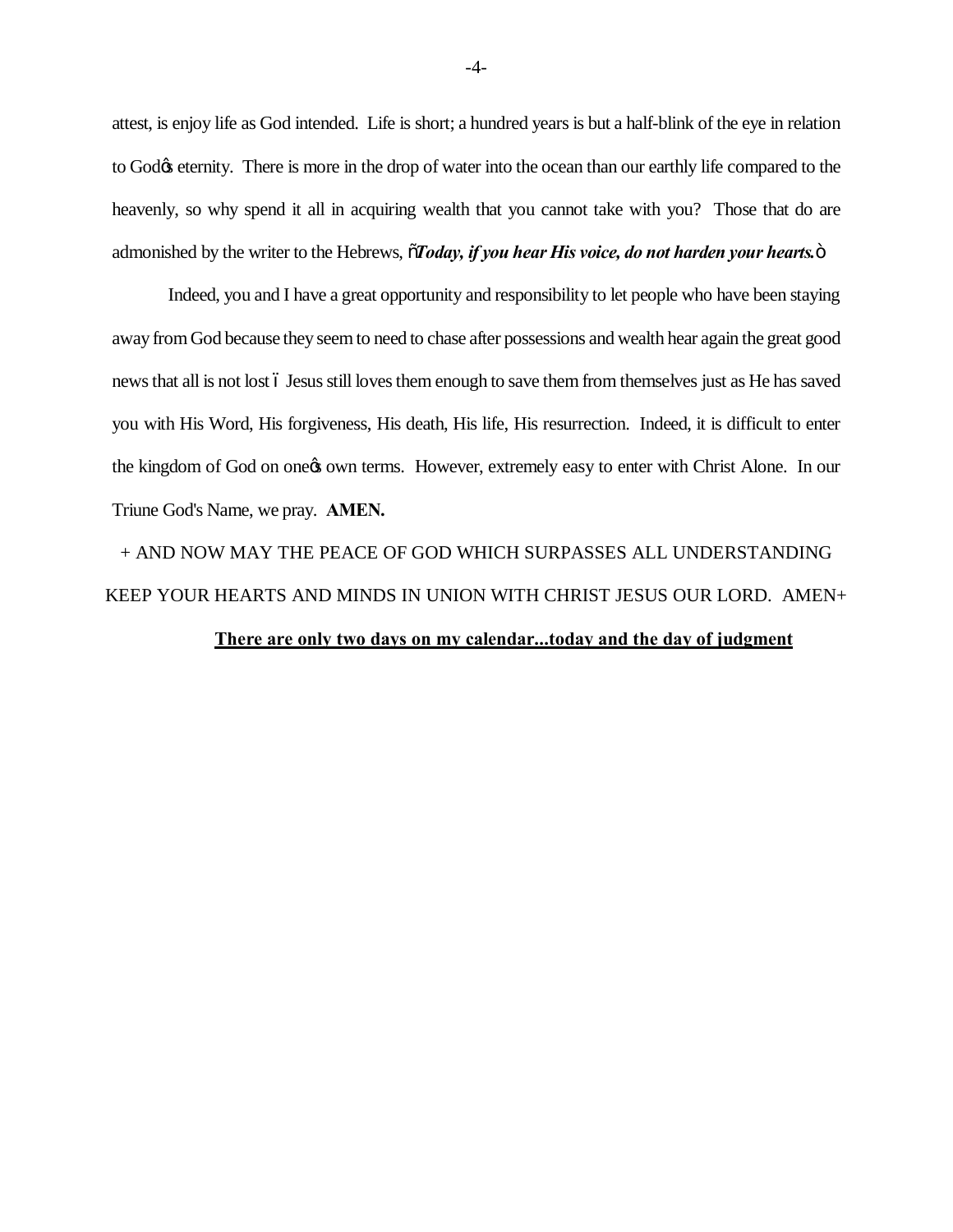attest, is enjoy life as God intended. Life is short; a hundred years is but a half-blink of the eye in relation to God's eternity. There is more in the drop of water into the ocean than our earthly life compared to the heavenly, so why spend it all in acquiring wealth that you cannot take with you? Those that do are admonished by the writer to the Hebrews, "***Today, if you hear His voice, do not harden your hearts.***"

Indeed, you and I have a great opportunity and responsibility to let people who have been staying away from God because they seem to need to chase after possessions and wealth hear again the great good news that all is not lost – Jesus still loves them enough to save them from themselves just as He has saved you with His Word, His forgiveness, His death, His life, His resurrection. Indeed, it is difficult to enter the kingdom of God on one's own terms. However, extremely easy to enter with Christ Alone. In our Triune God's Name, we pray. **AMEN.**

+ AND NOW MAY THE PEACE OF GOD WHICH SURPASSES ALL UNDERSTANDING KEEP YOUR HEARTS AND MINDS IN UNION WITH CHRIST JESUS OUR LORD. AMEN+

**There are only two days on my calendar...today and the day of judgment**